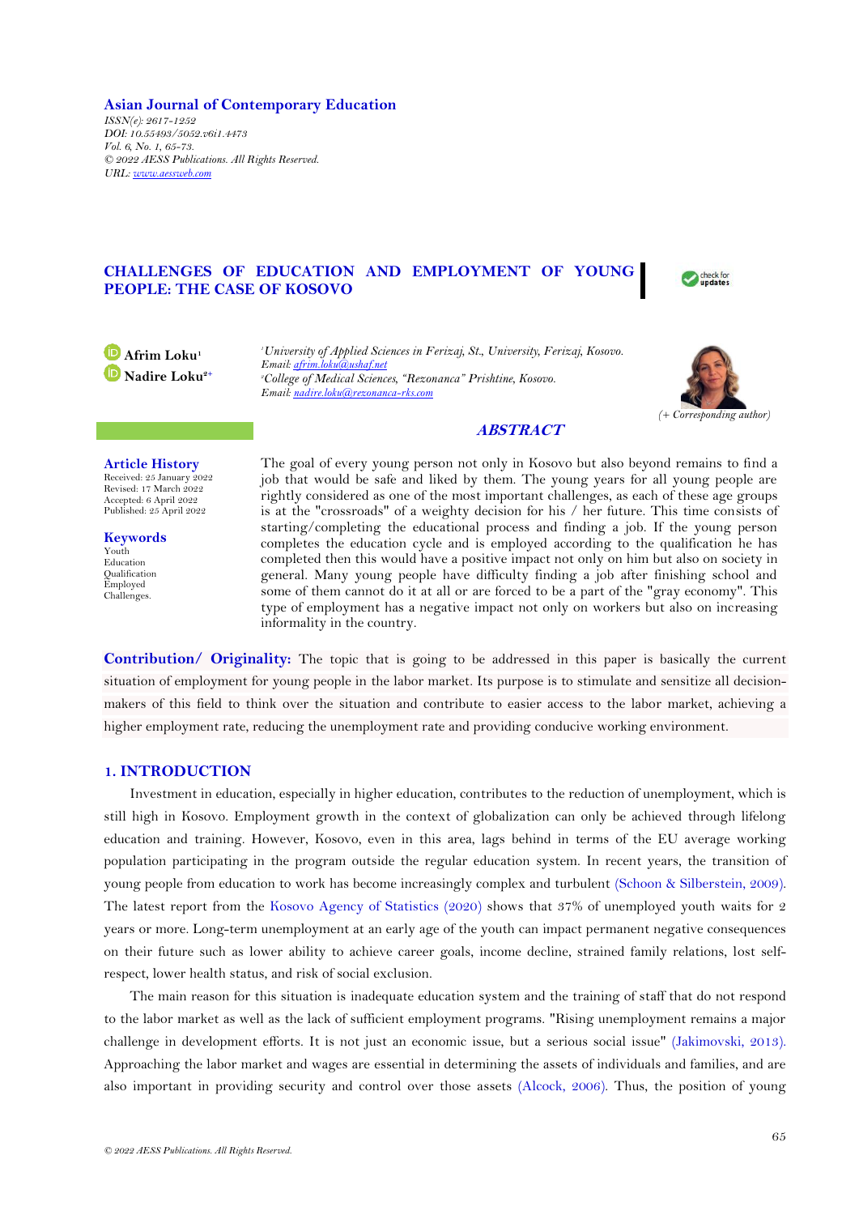Asian Journal of Contemporary Education

*ISSN(e): 2617-1252*
*DOI: 10.55493/5052.v6i1.4473*
*Vol. 6, No. 1, 65-73.*
*© 2022 AESS Publications. All Rights Reserved.*
*URL: www.aessweb.com*

# CHALLENGES OF EDUCATION AND EMPLOYMENT OF YOUNG PEOPLE: THE CASE OF KOSOVO

**Afrim Loku**[1]
**Nadire Loku**[2+]

[1]*University of Applied Sciences in Ferizaj, St., University, Ferizaj, Kosovo.*
*Email: afrim.loku@ushaf.net*
[2]*College of Medical Sciences, "Rezonanca" Prishtine, Kosovo.*
*Email: nadire.loku@rezonanca-rks.com*

*(+ Corresponding author)*

**Article History**
Received: 25 January 2022
Revised: 17 March 2022
Accepted: 6 April 2022
Published: 25 April 2022

**Keywords**
Youth
Education
Qualification
Employed
Challenges.

## ABSTRACT

The goal of every young person not only in Kosovo but also beyond remains to find a job that would be safe and liked by them. The young years for all young people are rightly considered as one of the most important challenges, as each of these age groups is at the "crossroads" of a weighty decision for his / her future. This time consists of starting/completing the educational process and finding a job. If the young person completes the education cycle and is employed according to the qualification he has completed then this would have a positive impact not only on him but also on society in general. Many young people have difficulty finding a job after finishing school and some of them cannot do it at all or are forced to be a part of the "gray economy". This type of employment has a negative impact not only on workers but also on increasing informality in the country.

**Contribution/ Originality:** The topic that is going to be addressed in this paper is basically the current situation of employment for young people in the labor market. Its purpose is to stimulate and sensitize all decision-makers of this field to think over the situation and contribute to easier access to the labor market, achieving a higher employment rate, reducing the unemployment rate and providing conducive working environment.

## 1. INTRODUCTION

Investment in education, especially in higher education, contributes to the reduction of unemployment, which is still high in Kosovo. Employment growth in the context of globalization can only be achieved through lifelong education and training. However, Kosovo, even in this area, lags behind in terms of the EU average working population participating in the program outside the regular education system. In recent years, the transition of young people from education to work has become increasingly complex and turbulent (Schoon & Silberstein, 2009). The latest report from the Kosovo Agency of Statistics (2020) shows that 37% of unemployed youth waits for 2 years or more. Long-term unemployment at an early age of the youth can impact permanent negative consequences on their future such as lower ability to achieve career goals, income decline, strained family relations, lost self-respect, lower health status, and risk of social exclusion.

The main reason for this situation is inadequate education system and the training of staff that do not respond to the labor market as well as the lack of sufficient employment programs. "Rising unemployment remains a major challenge in development efforts. It is not just an economic issue, but a serious social issue" (Jakimovski, 2013). Approaching the labor market and wages are essential in determining the assets of individuals and families, and are also important in providing security and control over those assets (Alcock, 2006). Thus, the position of young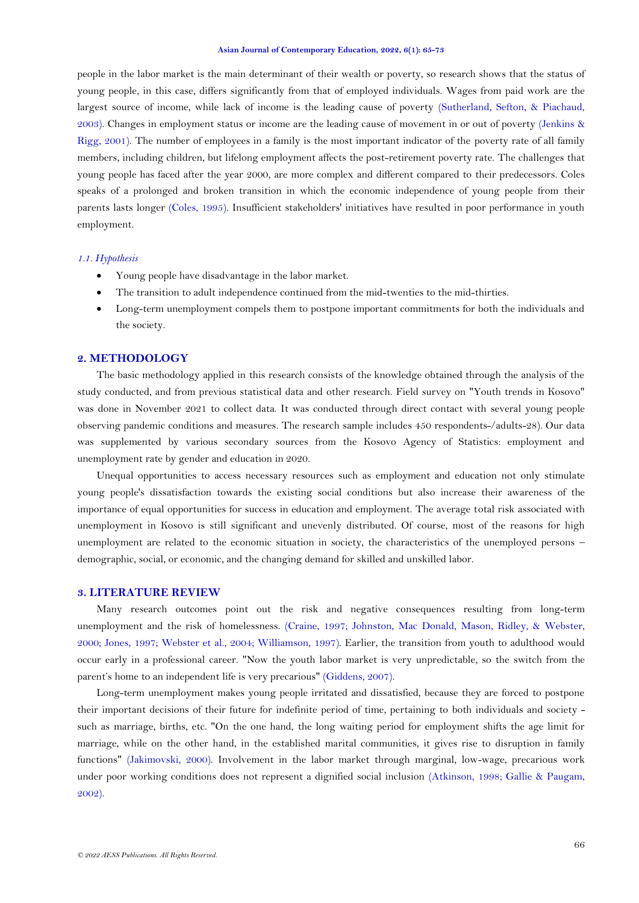people in the labor market is the main determinant of their wealth or poverty, so research shows that the status of young people, in this case, differs significantly from that of employed individuals. Wages from paid work are the largest source of income, while lack of income is the leading cause of poverty (Sutherland, Sefton, & Piachaud, 2003). Changes in employment status or income are the leading cause of movement in or out of poverty (Jenkins & Rigg, 2001). The number of employees in a family is the most important indicator of the poverty rate of all family members, including children, but lifelong employment affects the post-retirement poverty rate. The challenges that young people has faced after the year 2000, are more complex and different compared to their predecessors. Coles speaks of a prolonged and broken transition in which the economic independence of young people from their parents lasts longer (Coles, 1995). Insufficient stakeholders' initiatives have resulted in poor performance in youth employment.

### *1.1. Hypothesis*

- Young people have disadvantage in the labor market.
- The transition to adult independence continued from the mid-twenties to the mid-thirties.
- Long-term unemployment compels them to postpone important commitments for both the individuals and the society.

## 2. METHODOLOGY

The basic methodology applied in this research consists of the knowledge obtained through the analysis of the study conducted, and from previous statistical data and other research. Field survey on "Youth trends in Kosovo" was done in November 2021 to collect data. It was conducted through direct contact with several young people observing pandemic conditions and measures. The research sample includes 450 respondents-/adults-28). Our data was supplemented by various secondary sources from the Kosovo Agency of Statistics: employment and unemployment rate by gender and education in 2020.

Unequal opportunities to access necessary resources such as employment and education not only stimulate young people's dissatisfaction towards the existing social conditions but also increase their awareness of the importance of equal opportunities for success in education and employment. The average total risk associated with unemployment in Kosovo is still significant and unevenly distributed. Of course, most of the reasons for high unemployment are related to the economic situation in society, the characteristics of the unemployed persons – demographic, social, or economic, and the changing demand for skilled and unskilled labor.

## 3. LITERATURE REVIEW

Many research outcomes point out the risk and negative consequences resulting from long-term unemployment and the risk of homelessness. (Craine, 1997; Johnston, Mac Donald, Mason, Ridley, & Webster, 2000; Jones, 1997; Webster et al., 2004; Williamson, 1997). Earlier, the transition from youth to adulthood would occur early in a professional career. "Now the youth labor market is very unpredictable, so the switch from the parent's home to an independent life is very precarious" (Giddens, 2007).

Long-term unemployment makes young people irritated and dissatisfied, because they are forced to postpone their important decisions of their future for indefinite period of time, pertaining to both individuals and society - such as marriage, births, etc. "On the one hand, the long waiting period for employment shifts the age limit for marriage, while on the other hand, in the established marital communities, it gives rise to disruption in family functions" (Jakimovski, 2000). Involvement in the labor market through marginal, low-wage, precarious work under poor working conditions does not represent a dignified social inclusion (Atkinson, 1998; Gallie & Paugam, 2002).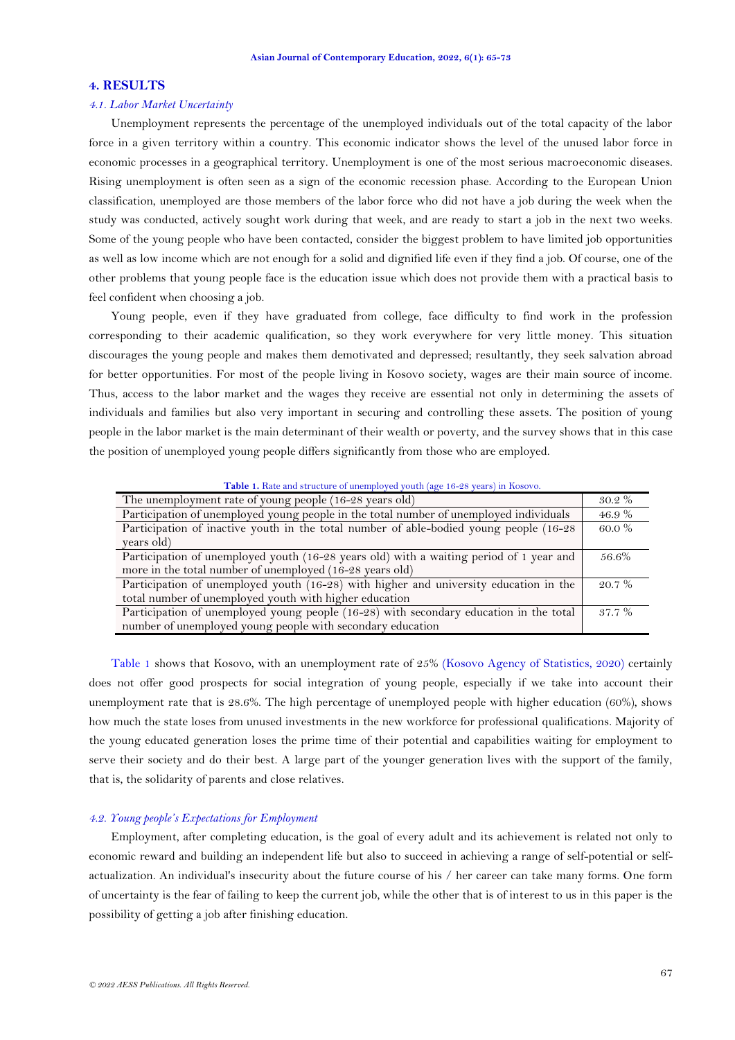## 4. RESULTS

### *4.1. Labor Market Uncertainty*

Unemployment represents the percentage of the unemployed individuals out of the total capacity of the labor force in a given territory within a country. This economic indicator shows the level of the unused labor force in economic processes in a geographical territory. Unemployment is one of the most serious macroeconomic diseases. Rising unemployment is often seen as a sign of the economic recession phase. According to the European Union classification, unemployed are those members of the labor force who did not have a job during the week when the study was conducted, actively sought work during that week, and are ready to start a job in the next two weeks. Some of the young people who have been contacted, consider the biggest problem to have limited job opportunities as well as low income which are not enough for a solid and dignified life even if they find a job. Of course, one of the other problems that young people face is the education issue which does not provide them with a practical basis to feel confident when choosing a job.

Young people, even if they have graduated from college, face difficulty to find work in the profession corresponding to their academic qualification, so they work everywhere for very little money. This situation discourages the young people and makes them demotivated and depressed; resultantly, they seek salvation abroad for better opportunities. For most of the people living in Kosovo society, wages are their main source of income. Thus, access to the labor market and the wages they receive are essential not only in determining the assets of individuals and families but also very important in securing and controlling these assets. The position of young people in the labor market is the main determinant of their wealth or poverty, and the survey shows that in this case the position of unemployed young people differs significantly from those who are employed.

**Table 1.** Rate and structure of unemployed youth (age 16-28 years) in Kosovo.

| Indicator | Value |
|---|---|
| The unemployment rate of young people (16-28 years old) | 30.2 % |
| Participation of unemployed young people in the total number of unemployed individuals | 46.9 % |
| Participation of inactive youth in the total number of able-bodied young people (16-28 years old) | 60.0 % |
| Participation of unemployed youth (16-28 years old) with a waiting period of 1 year and more in the total number of unemployed (16-28 years old) | 56.6% |
| Participation of unemployed youth (16-28) with higher and university education in the total number of unemployed youth with higher education | 20.7 % |
| Participation of unemployed young people (16-28) with secondary education in the total number of unemployed young people with secondary education | 37.7 % |

Table 1 shows that Kosovo, with an unemployment rate of 25% (Kosovo Agency of Statistics, 2020) certainly does not offer good prospects for social integration of young people, especially if we take into account their unemployment rate that is 28.6%. The high percentage of unemployed people with higher education (60%), shows how much the state loses from unused investments in the new workforce for professional qualifications. Majority of the young educated generation loses the prime time of their potential and capabilities waiting for employment to serve their society and do their best. A large part of the younger generation lives with the support of the family, that is, the solidarity of parents and close relatives.

### *4.2. Young people's Expectations for Employment*

Employment, after completing education, is the goal of every adult and its achievement is related not only to economic reward and building an independent life but also to succeed in achieving a range of self-potential or self-actualization. An individual's insecurity about the future course of his / her career can take many forms. One form of uncertainty is the fear of failing to keep the current job, while the other that is of interest to us in this paper is the possibility of getting a job after finishing education.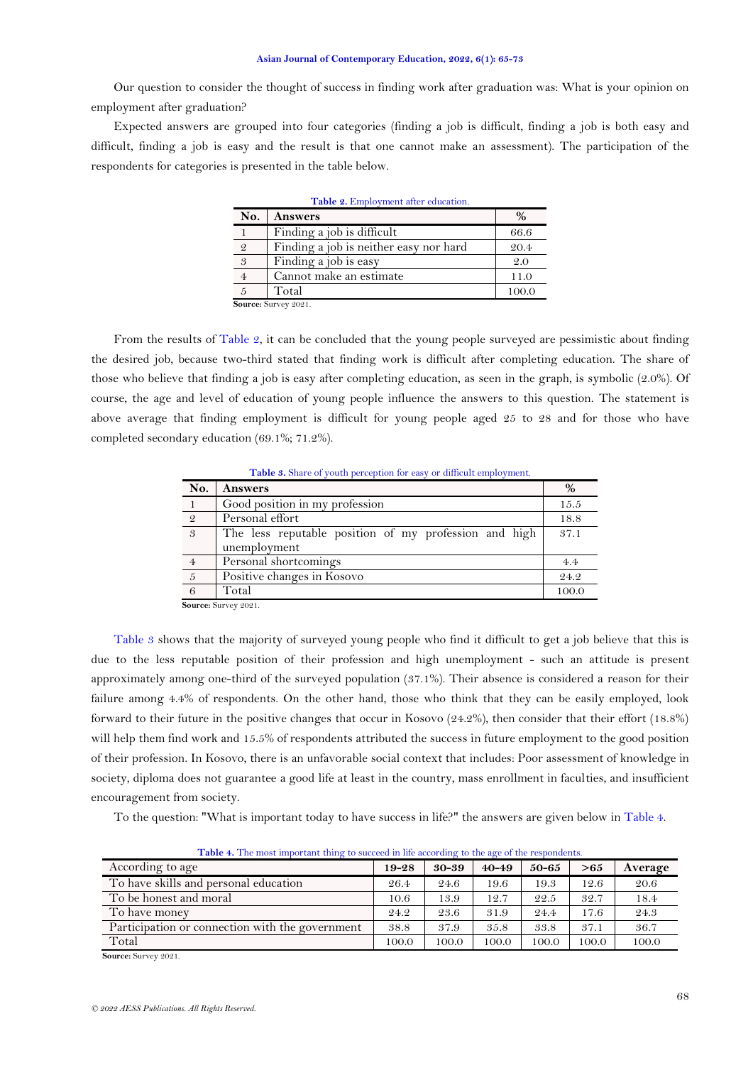Our question to consider the thought of success in finding work after graduation was: What is your opinion on employment after graduation?

Expected answers are grouped into four categories (finding a job is difficult, finding a job is both easy and difficult, finding a job is easy and the result is that one cannot make an assessment). The participation of the respondents for categories is presented in the table below.

**Table 2.** Employment after education.

| No. | Answers | % |
|---|---|---|
| 1 | Finding a job is difficult | 66.6 |
| 2 | Finding a job is neither easy nor hard | 20.4 |
| 3 | Finding a job is easy | 2.0 |
| 4 | Cannot make an estimate | 11.0 |
| 5 | Total | 100.0 |

**Source:** Survey 2021.

From the results of Table 2, it can be concluded that the young people surveyed are pessimistic about finding the desired job, because two-third stated that finding work is difficult after completing education. The share of those who believe that finding a job is easy after completing education, as seen in the graph, is symbolic (2.0%). Of course, the age and level of education of young people influence the answers to this question. The statement is above average that finding employment is difficult for young people aged 25 to 28 and for those who have completed secondary education (69.1%; 71.2%).

**Table 3.** Share of youth perception for easy or difficult employment.

| No. | Answers | % |
|---|---|---|
| 1 | Good position in my profession | 15.5 |
| 2 | Personal effort | 18.8 |
| 3 | The less reputable position of my profession and high unemployment | 37.1 |
| 4 | Personal shortcomings | 4.4 |
| 5 | Positive changes in Kosovo | 24.2 |
| 6 | Total | 100.0 |

**Source:** Survey 2021.

Table 3 shows that the majority of surveyed young people who find it difficult to get a job believe that this is due to the less reputable position of their profession and high unemployment - such an attitude is present approximately among one-third of the surveyed population (37.1%). Their absence is considered a reason for their failure among 4.4% of respondents. On the other hand, those who think that they can be easily employed, look forward to their future in the positive changes that occur in Kosovo (24.2%), then consider that their effort (18.8%) will help them find work and 15.5% of respondents attributed the success in future employment to the good position of their profession. In Kosovo, there is an unfavorable social context that includes: Poor assessment of knowledge in society, diploma does not guarantee a good life at least in the country, mass enrollment in faculties, and insufficient encouragement from society.

To the question: "What is important today to have success in life?" the answers are given below in Table 4.

**Table 4.** The most important thing to succeed in life according to the age of the respondents.

| According to age | 19-28 | 30-39 | 40-49 | 50-65 | >65 | Average |
|---|---|---|---|---|---|---|
| To have skills and personal education | 26.4 | 24.6 | 19.6 | 19.3 | 12.6 | 20.6 |
| To be honest and moral | 10.6 | 13.9 | 12.7 | 22.5 | 32.7 | 18.4 |
| To have money | 24.2 | 23.6 | 31.9 | 24.4 | 17.6 | 24.3 |
| Participation or connection with the government | 38.8 | 37.9 | 35.8 | 33.8 | 37.1 | 36.7 |
| Total | 100.0 | 100.0 | 100.0 | 100.0 | 100.0 | 100.0 |

**Source:** Survey 2021.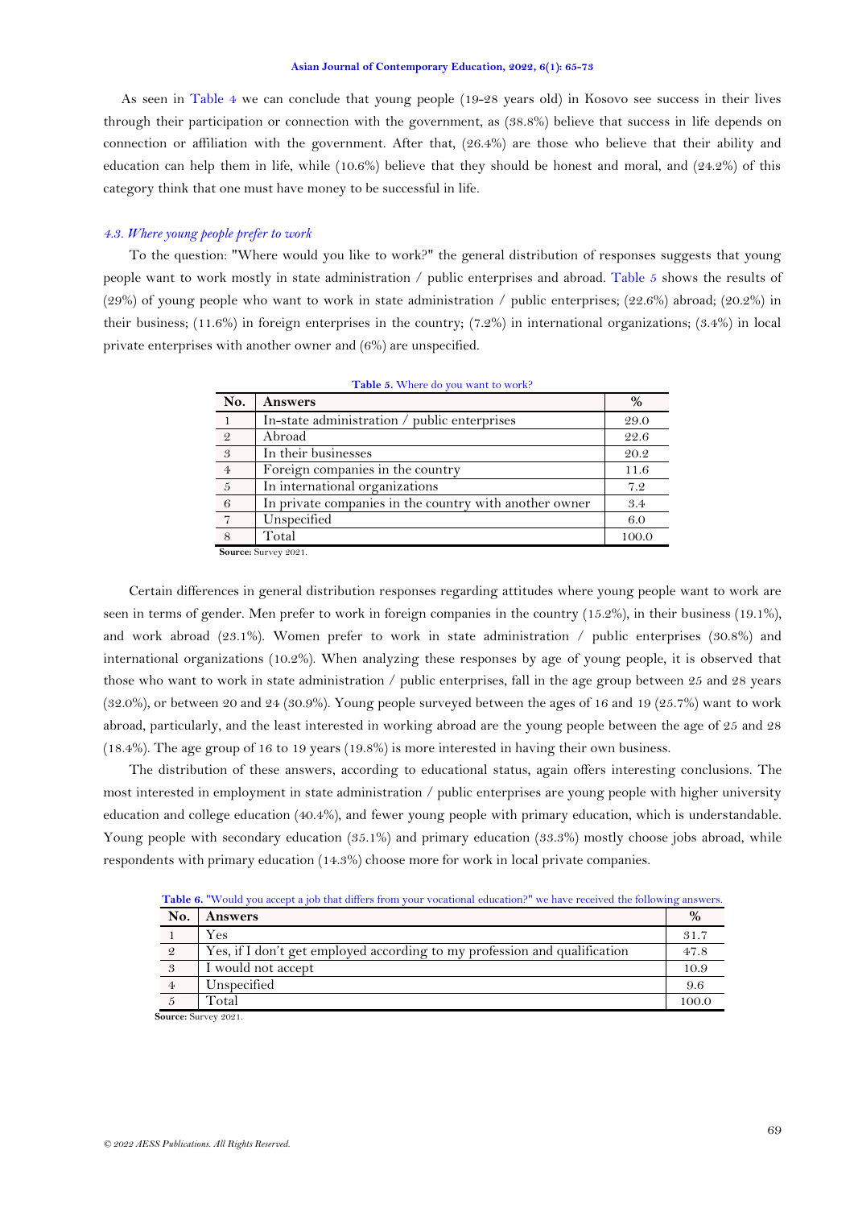As seen in Table 4 we can conclude that young people (19-28 years old) in Kosovo see success in their lives through their participation or connection with the government, as (38.8%) believe that success in life depends on connection or affiliation with the government. After that, (26.4%) are those who believe that their ability and education can help them in life, while (10.6%) believe that they should be honest and moral, and (24.2%) of this category think that one must have money to be successful in life.

### *4.3. Where young people prefer to work*

To the question: "Where would you like to work?" the general distribution of responses suggests that young people want to work mostly in state administration / public enterprises and abroad. Table 5 shows the results of (29%) of young people who want to work in state administration / public enterprises; (22.6%) abroad; (20.2%) in their business; (11.6%) in foreign enterprises in the country; (7.2%) in international organizations; (3.4%) in local private enterprises with another owner and (6%) are unspecified.

**Table 5.** Where do you want to work?

| No. | Answers | % |
|---|---|---|
| 1 | In-state administration / public enterprises | 29.0 |
| 2 | Abroad | 22.6 |
| 3 | In their businesses | 20.2 |
| 4 | Foreign companies in the country | 11.6 |
| 5 | In international organizations | 7.2 |
| 6 | In private companies in the country with another owner | 3.4 |
| 7 | Unspecified | 6.0 |
| 8 | Total | 100.0 |

**Source:** Survey 2021.

Certain differences in general distribution responses regarding attitudes where young people want to work are seen in terms of gender. Men prefer to work in foreign companies in the country (15.2%), in their business (19.1%), and work abroad (23.1%). Women prefer to work in state administration / public enterprises (30.8%) and international organizations (10.2%). When analyzing these responses by age of young people, it is observed that those who want to work in state administration / public enterprises, fall in the age group between 25 and 28 years (32.0%), or between 20 and 24 (30.9%). Young people surveyed between the ages of 16 and 19 (25.7%) want to work abroad, particularly, and the least interested in working abroad are the young people between the age of 25 and 28 (18.4%). The age group of 16 to 19 years (19.8%) is more interested in having their own business.

The distribution of these answers, according to educational status, again offers interesting conclusions. The most interested in employment in state administration / public enterprises are young people with higher university education and college education (40.4%), and fewer young people with primary education, which is understandable. Young people with secondary education (35.1%) and primary education (33.3%) mostly choose jobs abroad, while respondents with primary education (14.3%) choose more for work in local private companies.

**Table 6.** "Would you accept a job that differs from your vocational education?" we have received the following answers.

| No. | Answers | % |
|---|---|---|
| 1 | Yes | 31.7 |
| 2 | Yes, if I don't get employed according to my profession and qualification | 47.8 |
| 3 | I would not accept | 10.9 |
| 4 | Unspecified | 9.6 |
| 5 | Total | 100.0 |

**Source:** Survey 2021.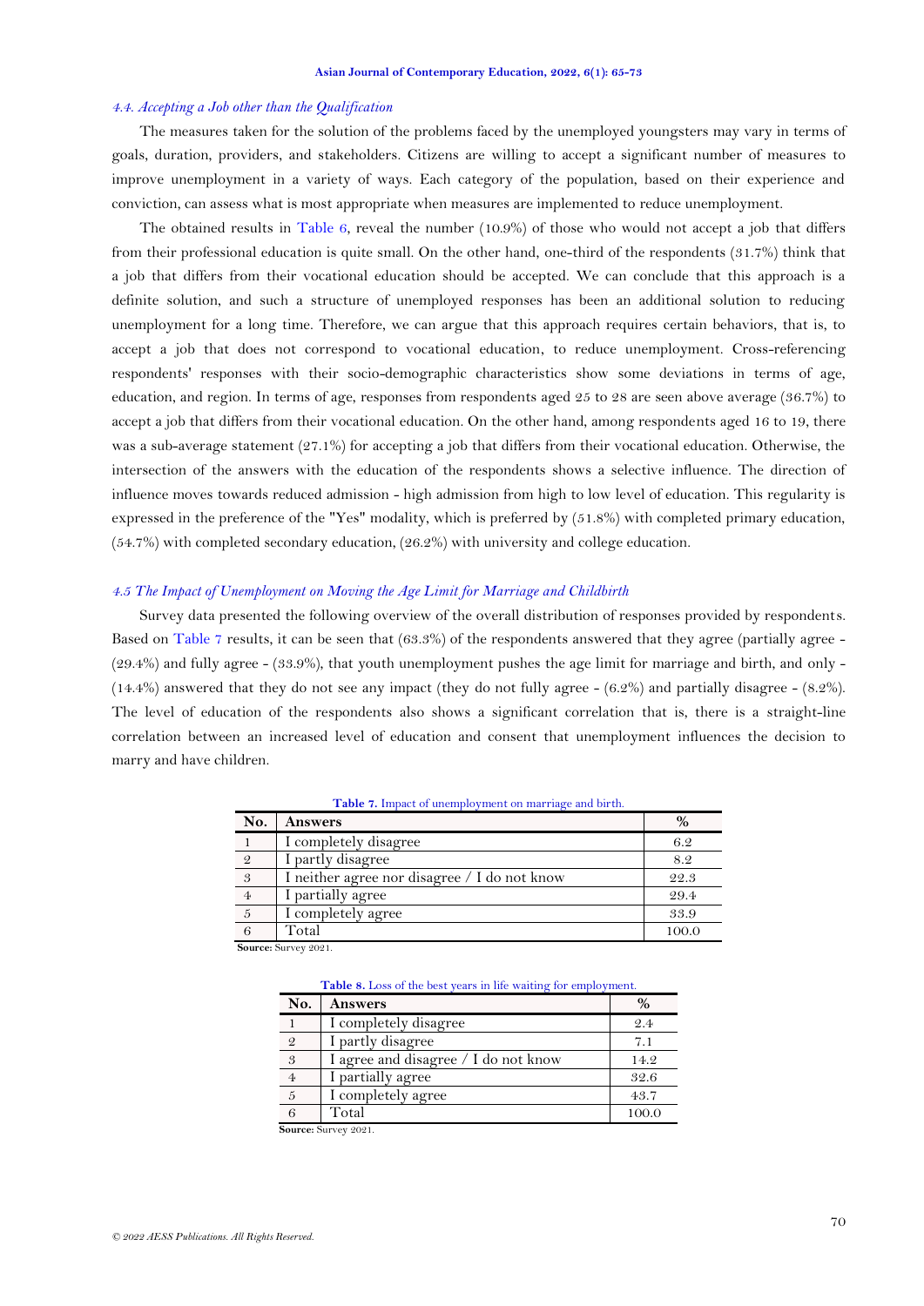### *4.4. Accepting a Job other than the Qualification*

The measures taken for the solution of the problems faced by the unemployed youngsters may vary in terms of goals, duration, providers, and stakeholders. Citizens are willing to accept a significant number of measures to improve unemployment in a variety of ways. Each category of the population, based on their experience and conviction, can assess what is most appropriate when measures are implemented to reduce unemployment.

The obtained results in Table 6, reveal the number (10.9%) of those who would not accept a job that differs from their professional education is quite small. On the other hand, one-third of the respondents (31.7%) think that a job that differs from their vocational education should be accepted. We can conclude that this approach is a definite solution, and such a structure of unemployed responses has been an additional solution to reducing unemployment for a long time. Therefore, we can argue that this approach requires certain behaviors, that is, to accept a job that does not correspond to vocational education, to reduce unemployment. Cross-referencing respondents' responses with their socio-demographic characteristics show some deviations in terms of age, education, and region. In terms of age, responses from respondents aged 25 to 28 are seen above average (36.7%) to accept a job that differs from their vocational education. On the other hand, among respondents aged 16 to 19, there was a sub-average statement (27.1%) for accepting a job that differs from their vocational education. Otherwise, the intersection of the answers with the education of the respondents shows a selective influence. The direction of influence moves towards reduced admission - high admission from high to low level of education. This regularity is expressed in the preference of the "Yes" modality, which is preferred by (51.8%) with completed primary education, (54.7%) with completed secondary education, (26.2%) with university and college education.

### *4.5 The Impact of Unemployment on Moving the Age Limit for Marriage and Childbirth*

Survey data presented the following overview of the overall distribution of responses provided by respondents. Based on Table 7 results, it can be seen that (63.3%) of the respondents answered that they agree (partially agree - (29.4%) and fully agree - (33.9%), that youth unemployment pushes the age limit for marriage and birth, and only - (14.4%) answered that they do not see any impact (they do not fully agree - (6.2%) and partially disagree - (8.2%). The level of education of the respondents also shows a significant correlation that is, there is a straight-line correlation between an increased level of education and consent that unemployment influences the decision to marry and have children.

**Table 7.** Impact of unemployment on marriage and birth.

| No. | Answers | % |
|---|---|---|
| 1 | I completely disagree | 6.2 |
| 2 | I partly disagree | 8.2 |
| 3 | I neither agree nor disagree / I do not know | 22.3 |
| 4 | I partially agree | 29.4 |
| 5 | I completely agree | 33.9 |
| 6 | Total | 100.0 |

**Source:** Survey 2021.

**Table 8.** Loss of the best years in life waiting for employment.

| No. | Answers | % |
|---|---|---|
| 1 | I completely disagree | 2.4 |
| 2 | I partly disagree | 7.1 |
| 3 | I agree and disagree / I do not know | 14.2 |
| 4 | I partially agree | 32.6 |
| 5 | I completely agree | 43.7 |
| 6 | Total | 100.0 |

**Source:** Survey 2021.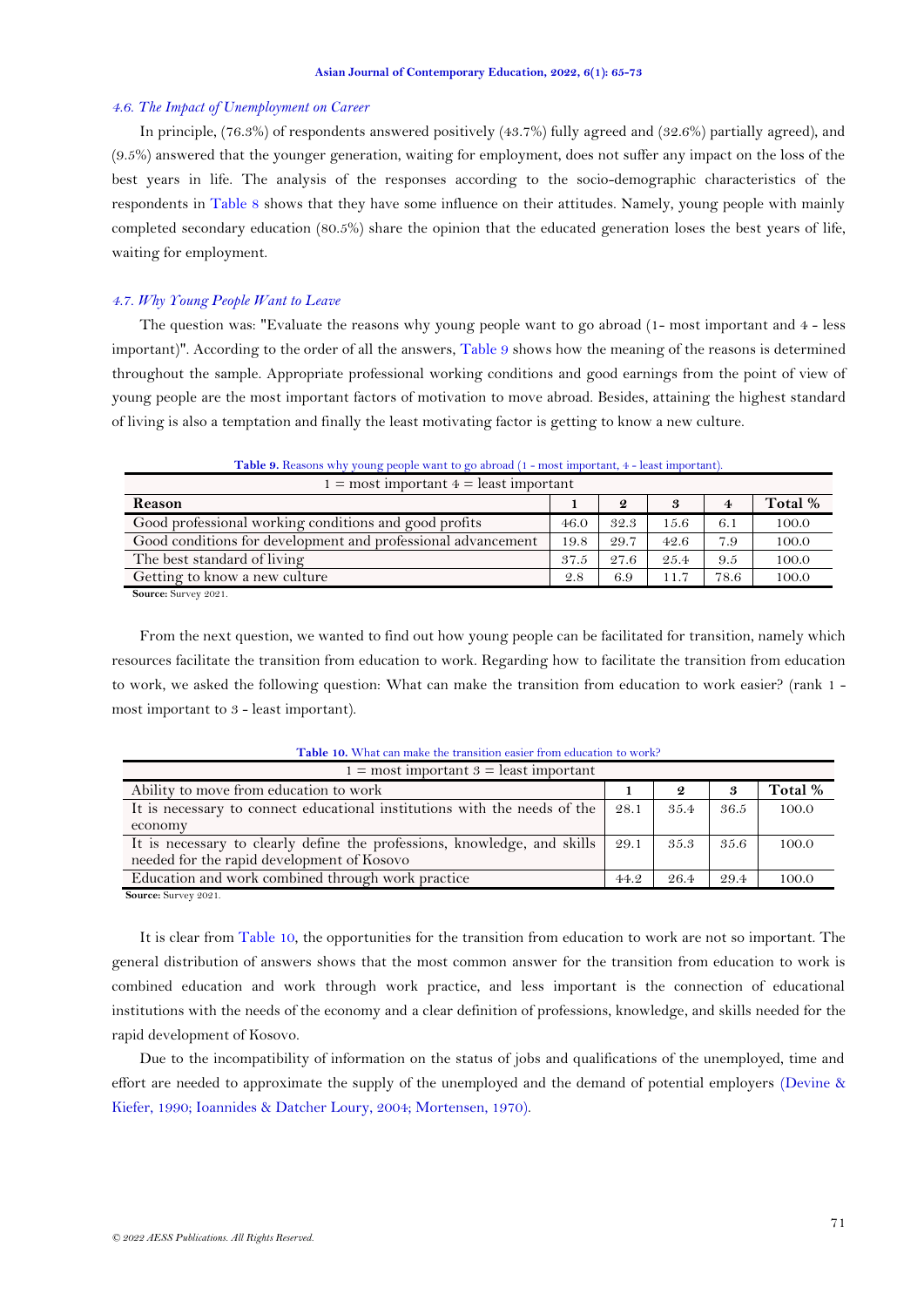### *4.6. The Impact of Unemployment on Career*

In principle, (76.3%) of respondents answered positively (43.7%) fully agreed and (32.6%) partially agreed), and (9.5%) answered that the younger generation, waiting for employment, does not suffer any impact on the loss of the best years in life. The analysis of the responses according to the socio-demographic characteristics of the respondents in Table 8 shows that they have some influence on their attitudes. Namely, young people with mainly completed secondary education (80.5%) share the opinion that the educated generation loses the best years of life, waiting for employment.

### *4.7. Why Young People Want to Leave*

The question was: "Evaluate the reasons why young people want to go abroad (1- most important and 4 - less important)". According to the order of all the answers, Table 9 shows how the meaning of the reasons is determined throughout the sample. Appropriate professional working conditions and good earnings from the point of view of young people are the most important factors of motivation to move abroad. Besides, attaining the highest standard of living is also a temptation and finally the least motivating factor is getting to know a new culture.

**Table 9.** Reasons why young people want to go abroad (1 - most important, 4 - least important).

| 1 = most important 4 = least important | | | | | |
|---|---|---|---|---|---|
| **Reason** | **1** | **2** | **3** | **4** | **Total %** |
| Good professional working conditions and good profits | 46.0 | 32.3 | 15.6 | 6.1 | 100.0 |
| Good conditions for development and professional advancement | 19.8 | 29.7 | 42.6 | 7.9 | 100.0 |
| The best standard of living | 37.5 | 27.6 | 25.4 | 9.5 | 100.0 |
| Getting to know a new culture | 2.8 | 6.9 | 11.7 | 78.6 | 100.0 |

**Source:** Survey 2021.

From the next question, we wanted to find out how young people can be facilitated for transition, namely which resources facilitate the transition from education to work. Regarding how to facilitate the transition from education to work, we asked the following question: What can make the transition from education to work easier? (rank 1 - most important to 3 - least important).

**Table 10.** What can make the transition easier from education to work?

| 1 = most important 3 = least important | | | | |
|---|---|---|---|---|
| Ability to move from education to work | **1** | **2** | **3** | **Total %** |
| It is necessary to connect educational institutions with the needs of the economy | 28.1 | 35.4 | 36.5 | 100.0 |
| It is necessary to clearly define the professions, knowledge, and skills needed for the rapid development of Kosovo | 29.1 | 35.3 | 35.6 | 100.0 |
| Education and work combined through work practice | 44.2 | 26.4 | 29.4 | 100.0 |

**Source:** Survey 2021.

It is clear from Table 10, the opportunities for the transition from education to work are not so important. The general distribution of answers shows that the most common answer for the transition from education to work is combined education and work through work practice, and less important is the connection of educational institutions with the needs of the economy and a clear definition of professions, knowledge, and skills needed for the rapid development of Kosovo.

Due to the incompatibility of information on the status of jobs and qualifications of the unemployed, time and effort are needed to approximate the supply of the unemployed and the demand of potential employers (Devine & Kiefer, 1990; Ioannides & Datcher Loury, 2004; Mortensen, 1970).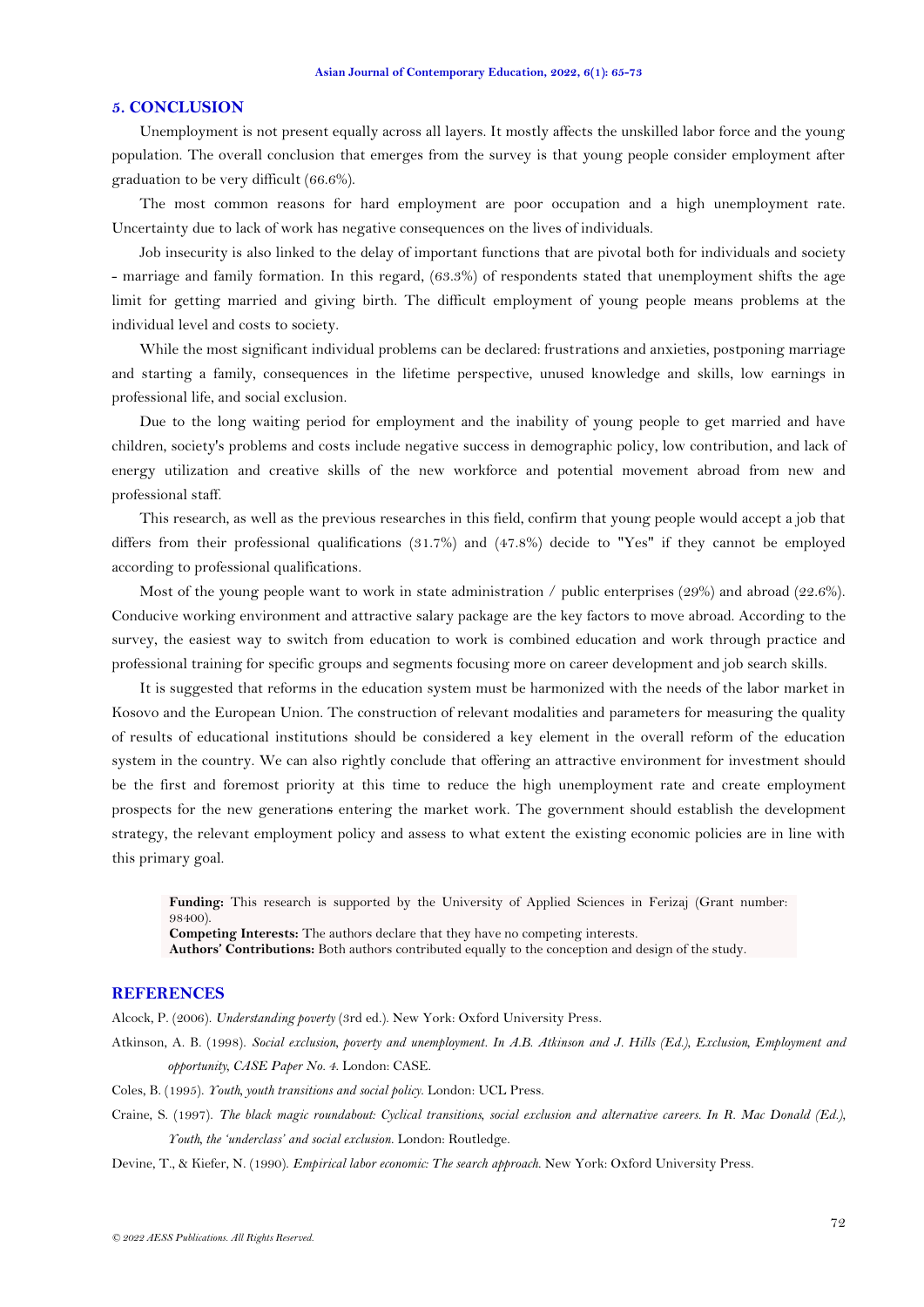## 5. CONCLUSION

Unemployment is not present equally across all layers. It mostly affects the unskilled labor force and the young population. The overall conclusion that emerges from the survey is that young people consider employment after graduation to be very difficult (66.6%).

The most common reasons for hard employment are poor occupation and a high unemployment rate. Uncertainty due to lack of work has negative consequences on the lives of individuals.

Job insecurity is also linked to the delay of important functions that are pivotal both for individuals and society - marriage and family formation. In this regard, (63.3%) of respondents stated that unemployment shifts the age limit for getting married and giving birth. The difficult employment of young people means problems at the individual level and costs to society.

While the most significant individual problems can be declared: frustrations and anxieties, postponing marriage and starting a family, consequences in the lifetime perspective, unused knowledge and skills, low earnings in professional life, and social exclusion.

Due to the long waiting period for employment and the inability of young people to get married and have children, society's problems and costs include negative success in demographic policy, low contribution, and lack of energy utilization and creative skills of the new workforce and potential movement abroad from new and professional staff.

This research, as well as the previous researches in this field, confirm that young people would accept a job that differs from their professional qualifications (31.7%) and (47.8%) decide to "Yes" if they cannot be employed according to professional qualifications.

Most of the young people want to work in state administration / public enterprises (29%) and abroad (22.6%). Conducive working environment and attractive salary package are the key factors to move abroad. According to the survey, the easiest way to switch from education to work is combined education and work through practice and professional training for specific groups and segments focusing more on career development and job search skills.

It is suggested that reforms in the education system must be harmonized with the needs of the labor market in Kosovo and the European Union. The construction of relevant modalities and parameters for measuring the quality of results of educational institutions should be considered a key element in the overall reform of the education system in the country. We can also rightly conclude that offering an attractive environment for investment should be the first and foremost priority at this time to reduce the high unemployment rate and create employment prospects for the new generation~~s~~ entering the market work. The government should establish the development strategy, the relevant employment policy and assess to what extent the existing economic policies are in line with this primary goal.

**Funding:** This research is supported by the University of Applied Sciences in Ferizaj (Grant number: 98400).
**Competing Interests:** The authors declare that they have no competing interests.
**Authors' Contributions:** Both authors contributed equally to the conception and design of the study.

## REFERENCES

Alcock, P. (2006). *Understanding poverty* (3rd ed.). New York: Oxford University Press.

Atkinson, A. B. (1998). *Social exclusion, poverty and unemployment. In A.B. Atkinson and J. Hills (Ed.), Exclusion, Employment and opportunity, CASE Paper No. 4*. London: CASE.

Coles, B. (1995). *Youth, youth transitions and social policy*. London: UCL Press.

Craine, S. (1997). *The black magic roundabout: Cyclical transitions, social exclusion and alternative careers. In R. Mac Donald (Ed.), Youth, the 'underclass' and social exclusion*. London: Routledge.

Devine, T., & Kiefer, N. (1990). *Empirical labor economic: The search approach*. New York: Oxford University Press.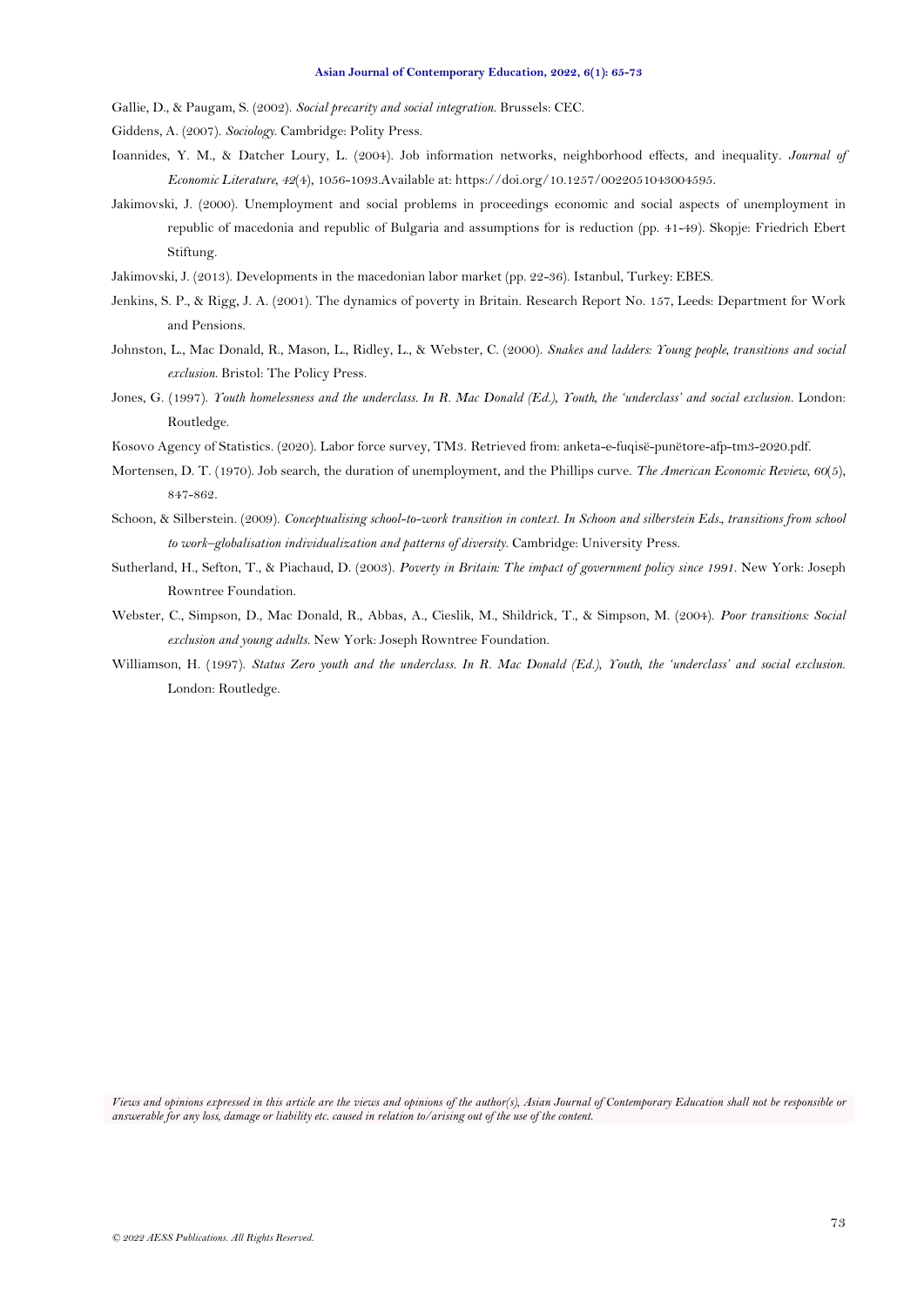Gallie, D., & Paugam, S. (2002). *Social precarity and social integration*. Brussels: CEC.

Giddens, A. (2007). *Sociology*. Cambridge: Polity Press.

Ioannides, Y. M., & Datcher Loury, L. (2004). Job information networks, neighborhood effects, and inequality. *Journal of Economic Literature, 42*(4), 1056-1093.Available at: https://doi.org/10.1257/0022051043004595.

Jakimovski, J. (2000). Unemployment and social problems in proceedings economic and social aspects of unemployment in republic of macedonia and republic of Bulgaria and assumptions for is reduction (pp. 41-49). Skopje: Friedrich Ebert Stiftung.

Jakimovski, J. (2013). Developments in the macedonian labor market (pp. 22-36). Istanbul, Turkey: EBES.

Jenkins, S. P., & Rigg, J. A. (2001). The dynamics of poverty in Britain. Research Report No. 157, Leeds: Department for Work and Pensions.

Johnston, L., Mac Donald, R., Mason, L., Ridley, L., & Webster, C. (2000). *Snakes and ladders: Young people, transitions and social exclusion*. Bristol: The Policy Press.

Jones, G. (1997). *Youth homelessness and the underclass. In R. Mac Donald (Ed.), Youth, the 'underclass' and social exclusion*. London: Routledge.

Kosovo Agency of Statistics. (2020). Labor force survey, TM3. Retrieved from: anketa-e-fuqisë-punëtore-afp-tm3-2020.pdf.

Mortensen, D. T. (1970). Job search, the duration of unemployment, and the Phillips curve. *The American Economic Review, 60*(5), 847-862.

Schoon, & Silberstein. (2009). *Conceptualising school-to-work transition in context. In Schoon and silberstein Eds., transitions from school to work–globalisation individualization and patterns of diversity*. Cambridge: University Press.

Sutherland, H., Sefton, T., & Piachaud, D. (2003). *Poverty in Britain: The impact of government policy since 1991*. New York: Joseph Rowntree Foundation.

Webster, C., Simpson, D., Mac Donald, R., Abbas, A., Cieslik, M., Shildrick, T., & Simpson, M. (2004). *Poor transitions: Social exclusion and young adults*. New York: Joseph Rowntree Foundation.

Williamson, H. (1997). *Status Zero youth and the underclass. In R. Mac Donald (Ed.), Youth, the 'underclass' and social exclusion*. London: Routledge.

*Views and opinions expressed in this article are the views and opinions of the author(s), Asian Journal of Contemporary Education shall not be responsible or answerable for any loss, damage or liability etc. caused in relation to/arising out of the use of the content.*